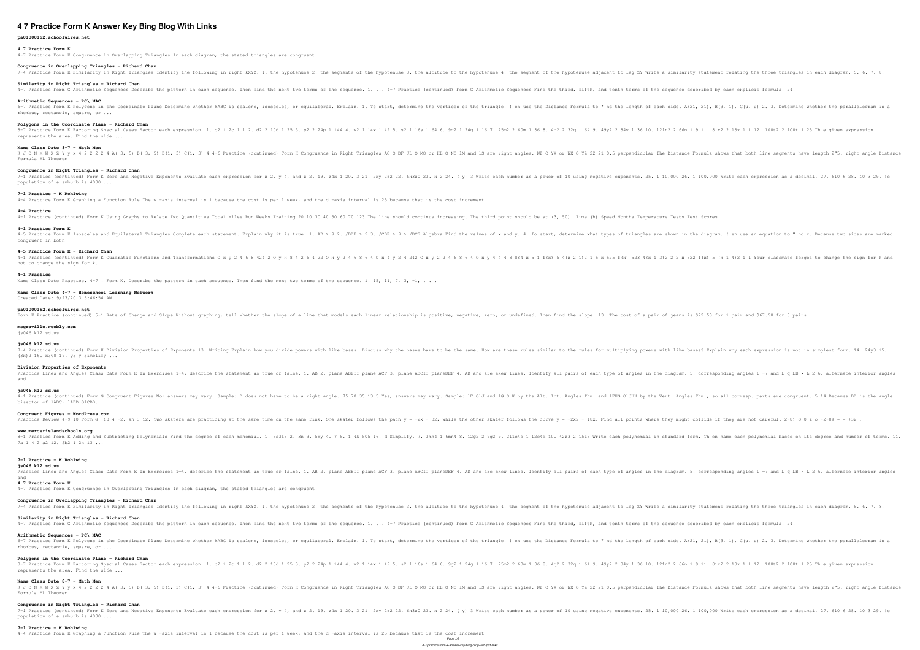# 4 7 Practice Form K Answer Key Bing Blog With Links

**pa01000192.schoolwires.net**

**4 7 Practice Form K**

4-7 Practice Form K Congruence in Overlapping Triangles In each diagram, the stated triangles are congruent.

**Congruence in Overlapping Triangles - Richard Chan**

7-4 Practice Form K Similarity in Right Triangles Identify the following in right kXYZ. 1. the hypotenuse 2. the segments of the hypotenuse 3. the altitude to the hypotenuse 4. the segment of the hypotenuse adjacent to leg ZY Write a similarity statement relating the three triangles in each diagram. 5. 6. 7. 8.

**Similarity in Right Triangles - Richard Chan**

4-7 Practice Form G Arithmetic Sequences Describe the pattern in each sequence. Then find the next two terms of the sequence. 1. ... 4-7 Practice (continued) Form G Arithmetic Sequences Find the third, fifth, and tenth terms of the sequence described by each explicit formula. 24.

**Arithmetic Sequences - PC\|MAC**

6-7 Practice Form K Polygons in the Coordinate Plane Determine whether kABC is scalene, isosceles, or equilateral. Explain. 1. To start, determine the vertices of the triangle. ! en use the Distance Formula to " nd the length of each side. A(21, 21), B(3, 1), C(u, u) 2. 3. Determine whether the parallelogram is a rhombus, rectangle, square, or ...

**Polygons in the Coordinate Plane - Richard Chan**

8-7 Practice Form K Factoring Special Cases Factor each expression. 1. c2 1 2c 1 1 2. d2 2 10d 1 25 3. p2 2 24p 1 144 4. w2 1 14w 1 49 5. s2 1 16s 1 64 6. 9g2 1 24g 1 16 7. 25m2 2 60m 1 36 8. 4q2 2 32q 1 64 9. 49y2 2 84y 1 36 10. 121n2 2 66n 1 9 11. 81x2 2 18x 1 1 12. 100t2 2 100t 1 25 Th e given expression represents the area. Find the side ...

**Name Class Date 8-7 - Math Men**

K J O N M W X Z Y y x 4 2 2 2 2 4 A( 3, 5) D( 3, 5) B(1, 3) C(1, 3) 4 4-6 Practice (continued) Form K Congruence in Right Triangles AC O DF JL O MO or KL O NO lM and lS are right angles. WZ O YX or WX O YZ 22 21 0.5 perpendicular The Distance Formula shows that both line segments have length 2"5. right angle Distance Formula HL Theorem

**Congruence in Right Triangles - Richard Chan**

7-1 Practice (continued) Form K Zero and Negative Exponents Evaluate each expression for x 2, y 4, and z 2. 19. z4x 1 20. 3 21. 2xy 2z2 22. 6x3z0 23. x 2 24. ( y) 3 Write each number as a power of 10 using negative exponents. 25. 1 10,000 26. 1 100,000 Write each expression as a decimal. 27. 610 6 28. 10 3 29. !e population of a suburb is 4000 ...

**7-1 Practice - K Rohlwing**

4-4 Practice Form K Graphing a Function Rule The w -axis interval is 1 because the cost is per 1 week, and the d -axis interval is 25 because that is the cost increment

**4-4 Practice**

4-1 Practice (continued) Form K Using Graphs to Relate Two Quantities Total Miles Run Weeks Training 20 10 30 40 50 60 70 123 The line should continue increasing. The third point should be at (3, 50). Time (h) Speed Months Temperature Tests Test Scores

**4-1 Practice Form K**

4-5 Practice Form K Isosceles and Equilateral Triangles Complete each statement. Explain why it is true. 1. AB > 9 2. /BDE > 9 3. /CBE > 9 > /BCE Algebra Find the values of x and y. 4. To start, determine what types of triangles are shown in the diagram. ! en use an equation to " nd x. Because two sides are marked congruent in both

**4-5 Practice Form K - Richard Chan**

4-1 Practice (continued) Form K Quadratic Functions and Transformations O x y 2 4 6 8 424 2 O y x 8 4 2 6 4 22 O x y 2 4 6 8 6 4 O x 4 y 2 4 242 O x y 2 2 4 6 8 6 4 O x y 4 4 4 8 884 x 5 1 f(x) 5 4(x 2 1)2 1 5 x 525 f(x) 523 4(x 1 3)2 2 2 x 522 f(x) 5 (x 1 4)2 1 1 Your classmate forgot to change the sign for h and not to change the sign for k.

**4-1 Practice**

Name Class Date Practice. 4-7 . Form K. Describe the pattern in each sequence. Then find the next two terms of the sequence. 1. 15, 11, 7, 3, -1, . . .

**Name Class Date 4-7 - Homeschool Learning Network**

Created Date: 9/23/2013 6:46:54 AM

**pa01000192.schoolwires.net**

Form K Practice (continued) 5-1 Rate of Change and Slope Without graphing, tell whether the slope of a line that models each linear relationship is positive, negative, zero, or undefined. Then find the slope. 13. The cost of a pair of jeans is $22.50 for 1 pair and $67.50 for 3 pairs.

**msgraville.weebly.com**

js046.k12.sd.us

**js046.k12.sd.us**

7-4 Practice (continued) Form K Division Properties of Exponents 13. Writing Explain how you divide powers with like bases. Discuss why the bases have to be the same. How are these rules similar to the rules for multiplying powers with like bases? Explain why each expression is not in simplest form. 14. 24y3 15. (3x)2 16. x3y0 17. y5 y Simplify ...

**Division Properties of Exponents**

Practice Lines and Angles Class Date Form K In Exercises 1-4, describe the statement as true or false. 1. AB 2. plane ABEIl plane ACF 3. plane ABCIl planeDEF 4. AD and are skew lines. Identify all pairs of each type of angles in the diagram. 5. corresponding angles L -7 and L q LB • L 2 6. alternate interior angles and

**js046.k12.sd.us**

4-1 Practice (continued) Form G Congruent Figures No; answers may vary. Sample: D does not have to be a right angle. 75 70 35 13 5 Yes; answers may vary. Sample: lF OlJ and lG O K by the Alt. Int. Angles Thm. and lFHG OlJHK by the Vert. Angles Thm., so all corresp. parts are congruent. 5 14 Because BD is the angle bisector of lABC, lABD OlCBD.

**Congruent Figures - WordPress.com**

Practice Review 4-9 10 Form G .10 4 -2. an 3 12. Two skaters are practicing at the same time on the same rink. One skater follows the path y = -2x + 32, while the other skater follows the curve y = -2x2 + 18x. Find all points where they might collide if they are not careful. 2-8) 0 0 z o -2-0% = = +32 .

**www.mercerislandschools.org**

8-1 Practice Form K Adding and Subtracting Polynomials Find the degree of each monomial. 1. 3x3t3 2. 3n 3. 5xy 4. 7 5. 1 4k 505 16. d Simplify. 7. 3mn4 1 6mn4 8. 12g2 2 7g2 9. 211c4d 1 12c4d 10. 42x3 2 15x3 Write each polynomial in standard form. Th en name each polynomial based on its degree and number of terms. 11. 7a 1 4 2 a2 12. 5b2 1 2n 13 ...

**7-1 Practice - K Rohlwing**

**js046.k12.sd.us**

Practice Lines and Angles Class Date Form K In Exercises 1-4, describe the statement as true or false. 1. AB 2. plane ABEIl plane ACF 3. plane ABCIl planeDEF 4. AD and are skew lines. Identify all pairs of each type of angles in the diagram. 5. corresponding angles L -7 and L q LB • L 2 6. alternate interior angles and

**4 7 Practice Form K**

4-7 Practice Form K Congruence in Overlapping Triangles In each diagram, the stated triangles are congruent.

**Congruence in Overlapping Triangles - Richard Chan**

7-4 Practice Form K Similarity in Right Triangles Identify the following in right kXYZ. 1. the hypotenuse 2. the segments of the hypotenuse 3. the altitude to the hypotenuse 4. the segment of the hypotenuse adjacent to leg ZY Write a similarity statement relating the three triangles in each diagram. 5. 6. 7. 8.

**Similarity in Right Triangles - Richard Chan**

4-7 Practice Form G Arithmetic Sequences Describe the pattern in each sequence. Then find the next two terms of the sequence. 1. ... 4-7 Practice (continued) Form G Arithmetic Sequences Find the third, fifth, and tenth terms of the sequence described by each explicit formula. 24.

**Arithmetic Sequences - PC\|MAC**

6-7 Practice Form K Polygons in the Coordinate Plane Determine whether kABC is scalene, isosceles, or equilateral. Explain. 1. To start, determine the vertices of the triangle. ! en use the Distance Formula to " nd the length of each side. A(21, 21), B(3, 1), C(u, u) 2. 3. Determine whether the parallelogram is a rhombus, rectangle, square, or ...

**Polygons in the Coordinate Plane - Richard Chan**

8-7 Practice Form K Factoring Special Cases Factor each expression. 1. c2 1 2c 1 1 2. d2 2 10d 1 25 3. p2 2 24p 1 144 4. w2 1 14w 1 49 5. s2 1 16s 1 64 6. 9g2 1 24g 1 16 7. 25m2 2 60m 1 36 8. 4q2 2 32q 1 64 9. 49y2 2 84y 1 36 10. 121n2 2 66n 1 9 11. 81x2 2 18x 1 1 12. 100t2 2 100t 1 25 Th e given expression represents the area. Find the side ...

**Name Class Date 8-7 - Math Men**

K J O N M W X Z Y y x 4 2 2 2 2 4 A( 3, 5) D( 3, 5) B(1, 3) C(1, 3) 4 4-6 Practice (continued) Form K Congruence in Right Triangles AC O DF JL O MO or KL O NO lM and lS are right angles. WZ O YX or WX O YZ 22 21 0.5 perpendicular The Distance Formula shows that both line segments have length 2"5. right angle Distance Formula HL Theorem

**Congruence in Right Triangles - Richard Chan**

7-1 Practice (continued) Form K Zero and Negative Exponents Evaluate each expression for x 2, y 4, and z 2. 19. z4x 1 20. 3 21. 2xy 2z2 22. 6x3z0 23. x 2 24. ( y) 3 Write each number as a power of 10 using negative exponents. 25. 1 10,000 26. 1 100,000 Write each expression as a decimal. 27. 610 6 28. 10 3 29. !e population of a suburb is 4000 ...

**7-1 Practice - K Rohlwing**

4-4 Practice Form K Graphing a Function Rule The w -axis interval is 1 because the cost is per 1 week, and the d -axis interval is 25 because that is the cost increment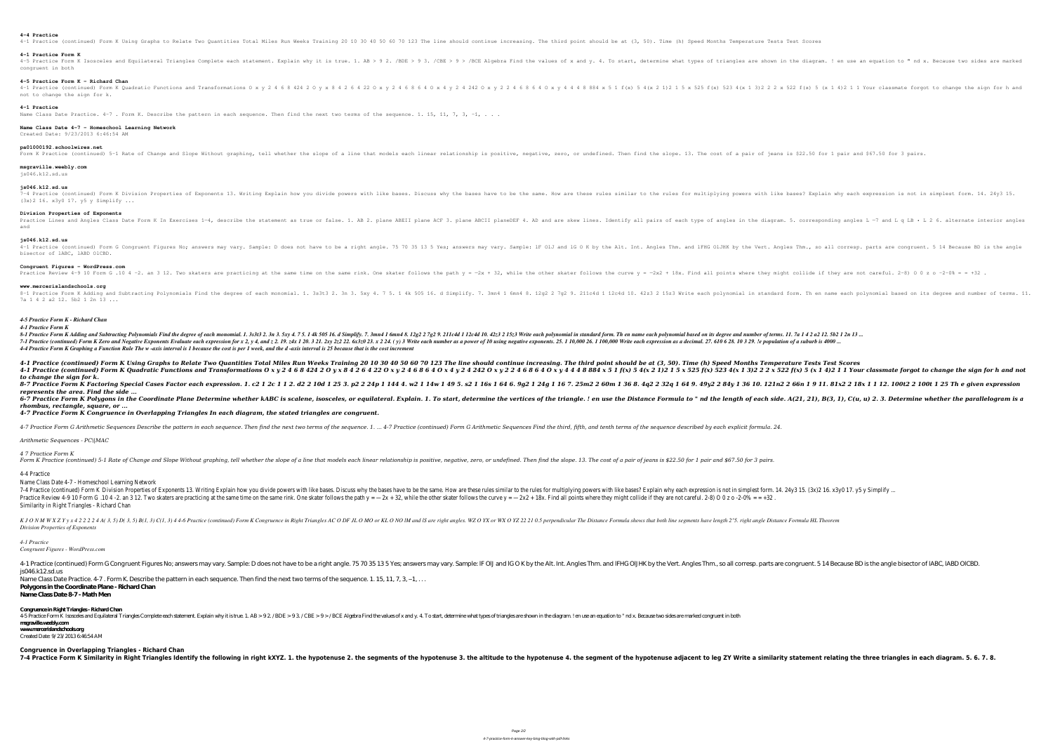**4-4 Practice**

4-1 Practice (continued) Form K Using Graphs to Relate Two Quantities Total Miles Run Weeks Training 20 10 30 40 50 60 70 123 The line should continue increasing. The third point should be at (3, 50). Time (h) Speed Months Temperature Tests Test Scores

**4-1 Practice Form K**

4-5 Practice Form K Isosceles and Equilateral Triangles Complete each statement. Explain why it is true. 1. AB > 9 2. /BDE > 9 3. /CBE > 9 > /BCE Algebra Find the values of x and y. 4. To start, determine what types of triangles are shown in the diagram. ! en use an equation to " nd x. Because two sides are marked congruent in both

**4-5 Practice Form K - Richard Chan**

4-1 Practice (continued) Form K Quadratic Functions and Transformations O x y 2 4 6 8 424 2 O y x 8 4 2 6 4 22 O x y 2 4 6 8 6 4 O x 4 y 2 4 242 O x y 2 2 4 6 8 6 4 O x y 4 4 4 8 884 x 5 1 f(x) 5 4(x 2 1)2 1 5 x 525 f(x) 523 4(x 1 3)2 2 2 x 522 f(x) 5 (x 1 4)2 1 1 Your classmate forgot to change the sign for h and not to change the sign for k.

**4-1 Practice**

Name Class Date Practice. 4-7 . Form K. Describe the pattern in each sequence. Then find the next two terms of the sequence. 1. 15, 11, 7, 3, -1, . . .

**Name Class Date 4-7 - Homeschool Learning Network**

Created Date: 9/23/2013 6:46:54 AM

**pa01000192.schoolwires.net**

Form K Practice (continued) 5-1 Rate of Change and Slope Without graphing, tell whether the slope of a line that models each linear relationship is positive, negative, zero, or undefined. Then find the slope. 13. The cost of a pair of jeans is $22.50 for 1 pair and $67.50 for 3 pairs.

**msgraville.weebly.com**

js046.k12.sd.us

**js046.k12.sd.us**

7-4 Practice (continued) Form K Division Properties of Exponents 13. Writing Explain how you divide powers with like bases. Discuss why the bases have to be the same. How are these rules similar to the rules for multiplying powers with like bases? Explain why each expression is not in simplest form. 14. 24y3 15. (3x)2 16. x3y0 17. y5 y Simplify ...

**Division Properties of Exponents**

Practice Lines and Angles Class Date Form K In Exercises 1–4, describe the statement as true or false. 1. AB 2. plane ABEII plane ACF 3. plane ABCII planeDEF 4. AD and are skew lines. Identify all pairs of each type of angles in the diagram. 5. corresponding angles L −7 and L q LB • L 2 6. alternate interior angles and

**js046.k12.sd.us**

4-1 Practice (continued) Form G Congruent Figures No; answers may vary. Sample: D does not have to be a right angle. 75 70 35 13 5 Yes; answers may vary. Sample: lF OlJ and lG O K by the Alt. Int. Angles Thm. and lFHG OlJHK by the Vert. Angles Thm., so all corresp. parts are congruent. 5 14 Because BD is the angle bisector of lABC, lABD OlCBD.

**Congruent Figures - WordPress.com**

Practice Review 4-9 10 Form G .10 4 -2. an 3 12. Two skaters are practicing at the same time on the same rink. One skater follows the path y = −2x + 32, while the other skater follows the curve y = −2x2 + 18x. Find all points where they might collide if they are not careful. 2-8) O 0 z o -2-0% = = +32 .

**www.mercerislandschools.org**

8-1 Practice Form K Adding and Subtracting Polynomials Find the degree of each monomial. 1. 3s3t3 2. 3n 3. 5xy 4. 7 5. 1 4k 505 16. d Simplify. 7. 3mn4 1 6mn4 8. 12g2 2 7g2 9. 211c4d 1 12c4d 10. 42s3 2 15s3 Write each polynomial in standard form. Th en name each polynomial based on its degree and number of terms. 11. 7a 1 4 2 a2 12. 5b2 1 2n 13 ...

***4-5 Practice Form K - Richard Chan***

***4-1 Practice Form K***

*8-1 Practice Form K Adding and Subtracting Polynomials Find the degree of each monomial. 1. 3s3t3 2. 3n 3. 5xy 4. 7 5. 1 4k 505 16. d Simplify. 7. 3mn4 1 6mn4 8. 12g2 2 7g2 9. 211c4d 1 12c4d 10. 42s3 2 15s3 Write each polynomial in standard form. Th en name each polynomial based on its degree and number of terms. 11. 7a 1 4 2 a2 12. 5b2 1 2n 13 ...*

*7-1 Practice (continued) Form K Zero and Negative Exponents Evaluate each expression for x 2, y 4, and z 2. 19. z4x 1 20. 3 21. 2xy 2z2 22. 6x3y0 23. x 2 24. ( y) 3 Write each number as a power of 10 using negative exponents. 25. 1 10,000 26. 1 100,000 Write each expression as a decimal. 27. 610 6 28. 10 3 29. !e population of a suburb is 4000 ...*

*4-4 Practice Form K Graphing a Function Rule The w -axis interval is 1 because the cost is per 1 week, and the d -axis interval is 25 because that is the cost increment*

***4-1 Practice (continued) Form K Using Graphs to Relate Two Quantities Total Miles Run Weeks Training 20 10 30 40 50 60 70 123 The line should continue increasing. The third point should be at (3, 50). Time (h) Speed Months Temperature Tests Test Scores***

***4-1 Practice (continued) Form K Quadratic Functions and Transformations O x y 2 4 6 8 424 2 O y x 8 4 2 6 4 22 O x y 2 4 6 8 6 4 O x 4 y 2 4 242 O x y 2 2 4 6 8 6 4 O x y 4 4 4 8 884 x 5 1 f(x) 5 4(x 2 1)2 1 5 x 525 f(x) 523 4(x 1 3)2 2 2 x 522 f(x) 5 (x 1 4)2 1 1 Your classmate forgot to change the sign for h and not to change the sign for k.***

***8-7 Practice Form K Factoring Special Cases Factor each expression. 1. c2 1 2c 1 1 2. d2 2 10d 1 25 3. p2 2 24p 1 144 4. w2 1 14w 1 49 5. s2 1 16s 1 64 6. 9g2 1 24g 1 16 7. 25m2 2 60m 1 36 8. 4q2 2 32q 1 64 9. 49y2 2 84y 1 36 10. 121n2 2 66n 1 9 11. 81x2 2 18x 1 1 12. 100t2 2 100t 1 25 Th e given expression represents the area. Find the side ...***

***6-7 Practice Form K Polygons in the Coordinate Plane Determine whether kABC is scalene, isosceles, or equilateral. Explain. 1. To start, determine the vertices of the triangle. ! en use the Distance Formula to " nd the length of each side. A(21, 21), B(3, 1), C(u, u) 2. 3. Determine whether the parallelogram is a rhombus, rectangle, square, or ...***

***4-7 Practice Form K Congruence in Overlapping Triangles In each diagram, the stated triangles are congruent.***

*4-7 Practice Form G Arithmetic Sequences Describe the pattern in each sequence. Then find the next two terms of the sequence. 1. ... 4-7 Practice (continued) Form G Arithmetic Sequences Find the third, fifth, and tenth terms of the sequence described by each explicit formula. 24.*

*Arithmetic Sequences - PC\|MAC*

*4 7 Practice Form K*

*Form K Practice (continued) 5-1 Rate of Change and Slope Without graphing, tell whether the slope of a line that models each linear relationship is positive, negative, zero, or undefined. Then find the slope. 13. The cost of a pair of jeans is $22.50 for 1 pair and $67.50 for 3 pairs.*

4-4 Practice

Name Class Date 4-7 - Homeschool Learning Network

7-4 Practice (continued) Form K Division Properties of Exponents 13. Writing Explain how you divide powers with like bases. Discuss why the bases have to be the same. How are these rules similar to the rules for multiplying powers with like bases? Explain why each expression is not in simplest form. 14. 24y3 15. (3x)2 16. x3y0 17. y5 y Simplify ...

Practice Review 4-9 10 Form G .10 4 -2. an 3 12. Two skaters are practicing at the same time on the same rink. One skater follows the path y = —2x + 32, while the other skater follows the curve y = —2x2 + 18x. Find all points where they might collide if they are not careful. 2-8) O 0 z o -2-0% = = +32 .

Similarity in Right Triangles - Richard Chan

*K J O N M W X Z Y y x 4 2 2 2 2 4 A( 3, 5) D( 3, 5) B(1, 3) C(1, 3) 4 4-6 Practice (continued) Form K Congruence in Right Triangles AC O DF JL O MO or KL O NO lM and lS are right angles. WZ O YX or WX O YZ 22 21 0.5 perpendicular The Distance Formula shows that both line segments have length 2"5. right angle Distance Formula HL Theorem*

*Division Properties of Exponents*

*4-1 Practice*

*Congruent Figures - WordPress.com*

4-1 Practice (continued) Form G Congruent Figures No; answers may vary. Sample: D does not have to be a right angle. 75 70 35 13 5 Yes; answers may vary. Sample: lF OlJ and lG O K by the Alt. Int. Angles Thm. and lFHG OlJHK by the Vert. Angles Thm., so all corresp. parts are congruent. 5 14 Because BD is the angle bisector of lABC, lABD OlCBD.

js046.k12.sd.us

Name Class Date Practice. 4-7 . Form K. Describe the pattern in each sequence. Then find the next two terms of the sequence. 1. 15, 11, 7, 3, –1, . . .

**Polygons in the Coordinate Plane - Richard Chan**

**Name Class Date 8-7 - Math Men**

**Congruence in Right Triangles - Richard Chan**

4-5 Practice Form K Isosceles and Equilateral Triangles Complete each statement. Explain why it is true. 1. AB > 9 2. /BDE > 9 3. /CBE > 9 > /BCE Algebra Find the values of x and y. 4. To start, determine what types of triangles are shown in the diagram. ! en use an equation to " nd x. Because two sides are marked congruent in both

**msgraville.weebly.com**

**www.mercerislandschools.org**

Created Date: 9/23/2013 6:46:54 AM

**Congruence in Overlapping Triangles - Richard Chan**

**7-4 Practice Form K Similarity in Right Triangles Identify the following in right kXYZ. 1. the hypotenuse 2. the segments of the hypotenuse 3. the altitude to the hypotenuse 4. the segment of the hypotenuse adjacent to leg ZY Write a similarity statement relating the three triangles in each diagram. 5. 6. 7. 8.**